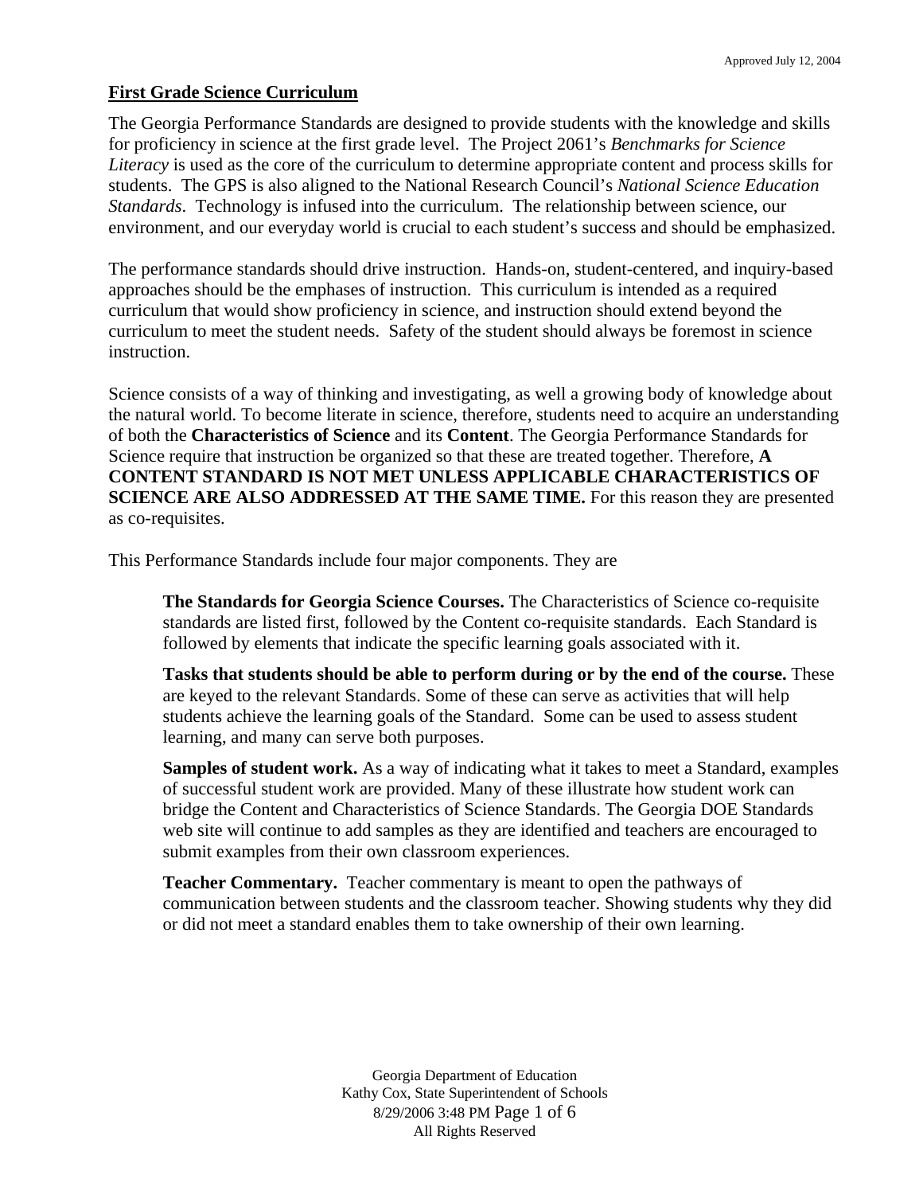Approved July 12, 2004

## First Grade Science Curriculum

The Georgia Performance Standards are designed to provide students with the knowledge and skills for proficiency in science at the first grade level. The Project 2061's *Benchmarks for Science Literacy* is used as the core of the curriculum to determine appropriate content and process skills for students. The GPS is also aligned to the National Research Council's *National Science Education Standards*. Technology is infused into the curriculum. The relationship between science, our environment, and our everyday world is crucial to each student's success and should be emphasized.

The performance standards should drive instruction. Hands-on, student-centered, and inquiry-based approaches should be the emphases of instruction. This curriculum is intended as a required curriculum that would show proficiency in science, and instruction should extend beyond the curriculum to meet the student needs. Safety of the student should always be foremost in science instruction.

Science consists of a way of thinking and investigating, as well a growing body of knowledge about the natural world. To become literate in science, therefore, students need to acquire an understanding of both the **Characteristics of Science** and its **Content**. The Georgia Performance Standards for Science require that instruction be organized so that these are treated together. Therefore, **A CONTENT STANDARD IS NOT MET UNLESS APPLICABLE CHARACTERISTICS OF SCIENCE ARE ALSO ADDRESSED AT THE SAME TIME.** For this reason they are presented as co-requisites.

This Performance Standards include four major components. They are

> **The Standards for Georgia Science Courses.** The Characteristics of Science co-requisite standards are listed first, followed by the Content co-requisite standards. Each Standard is followed by elements that indicate the specific learning goals associated with it.
>
> **Tasks that students should be able to perform during or by the end of the course.** These are keyed to the relevant Standards. Some of these can serve as activities that will help students achieve the learning goals of the Standard. Some can be used to assess student learning, and many can serve both purposes.
>
> **Samples of student work.** As a way of indicating what it takes to meet a Standard, examples of successful student work are provided. Many of these illustrate how student work can bridge the Content and Characteristics of Science Standards. The Georgia DOE Standards web site will continue to add samples as they are identified and teachers are encouraged to submit examples from their own classroom experiences.
>
> **Teacher Commentary.** Teacher commentary is meant to open the pathways of communication between students and the classroom teacher. Showing students why they did or did not meet a standard enables them to take ownership of their own learning.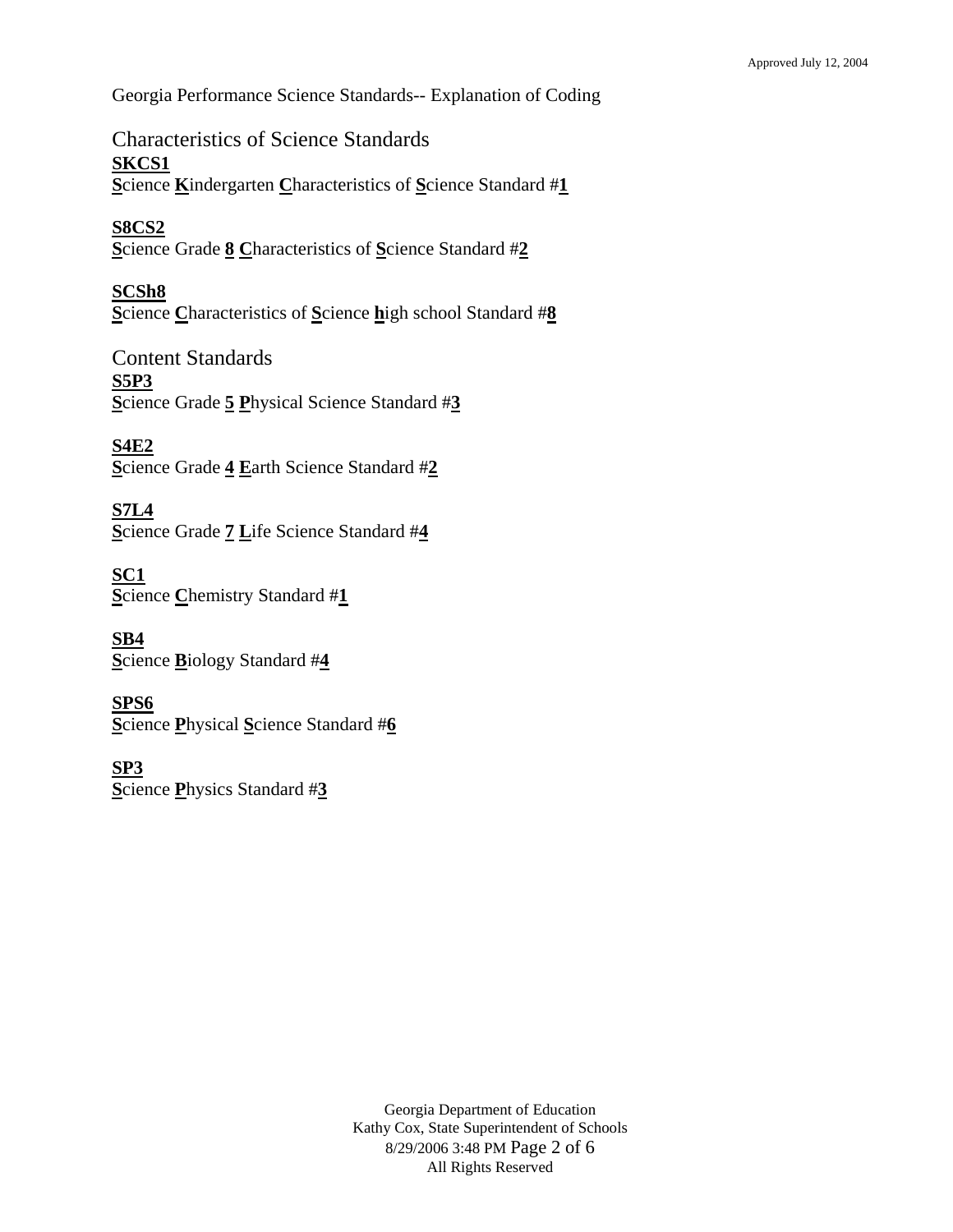Georgia Performance Science Standards-- Explanation of Coding

## Characteristics of Science Standards

**SKCS1**
**S**cience **K**indergarten **C**haracteristics of **S**cience Standard #**1**

**S8CS2**
**S**cience Grade **8** **C**haracteristics of **S**cience Standard #**2**

**SCSh8**
**S**cience **C**haracteristics of **S**cience **h**igh school Standard #**8**

## Content Standards

**S5P3**
**S**cience Grade **5** **P**hysical Science Standard #**3**

**S4E2**
**S**cience Grade **4** **E**arth Science Standard #**2**

**S7L4**
**S**cience Grade **7** **L**ife Science Standard #**4**

**SC1**
**S**cience **C**hemistry Standard #**1**

**SB4**
**S**cience **B**iology Standard #**4**

**SPS6**
**S**cience **P**hysical **S**cience Standard #**6**

**SP3**
**S**cience **P**hysics Standard #**3**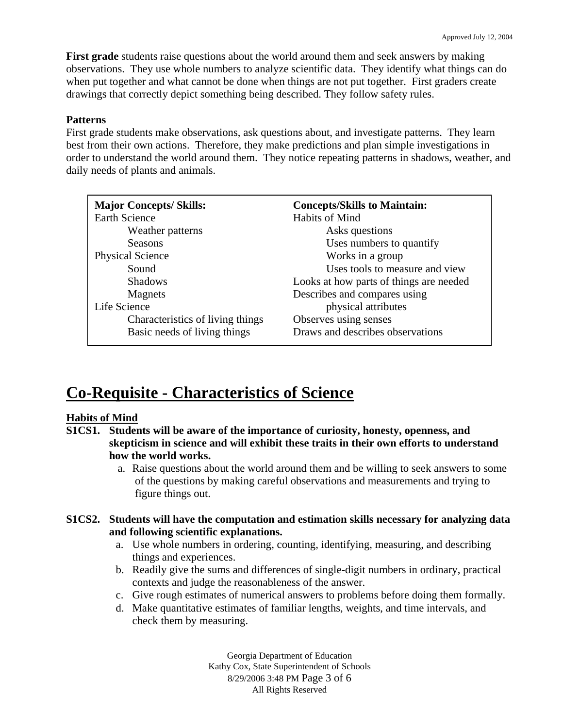**First grade** students raise questions about the world around them and seek answers by making observations. They use whole numbers to analyze scientific data. They identify what things can do when put together and what cannot be done when things are not put together. First graders create drawings that correctly depict something being described. They follow safety rules.

**Patterns**
First grade students make observations, ask questions about, and investigate patterns. They learn best from their own actions. Therefore, they make predictions and plan simple investigations in order to understand the world around them. They notice repeating patterns in shadows, weather, and daily needs of plants and animals.

| **Major Concepts/ Skills:** | **Concepts/Skills to Maintain:** |
|---|---|
| Earth Science | Habits of Mind |
| Weather patterns | Asks questions |
| Seasons | Uses numbers to quantify |
| Physical Science | Works in a group |
| Sound | Uses tools to measure and view |
| Shadows | Looks at how parts of things are needed |
| Magnets | Describes and compares using physical attributes |
| Life Science | Observes using senses |
| Characteristics of living things | Draws and describes observations |
| Basic needs of living things | |

# Co-Requisite - Characteristics of Science

**Habits of Mind**

**S1CS1. Students will be aware of the importance of curiosity, honesty, openness, and skepticism in science and will exhibit these traits in their own efforts to understand how the world works.**

a. Raise questions about the world around them and be willing to seek answers to some of the questions by making careful observations and measurements and trying to figure things out.

**S1CS2. Students will have the computation and estimation skills necessary for analyzing data and following scientific explanations.**

a. Use whole numbers in ordering, counting, identifying, measuring, and describing things and experiences.
b. Readily give the sums and differences of single-digit numbers in ordinary, practical contexts and judge the reasonableness of the answer.
c. Give rough estimates of numerical answers to problems before doing them formally.
d. Make quantitative estimates of familiar lengths, weights, and time intervals, and check them by measuring.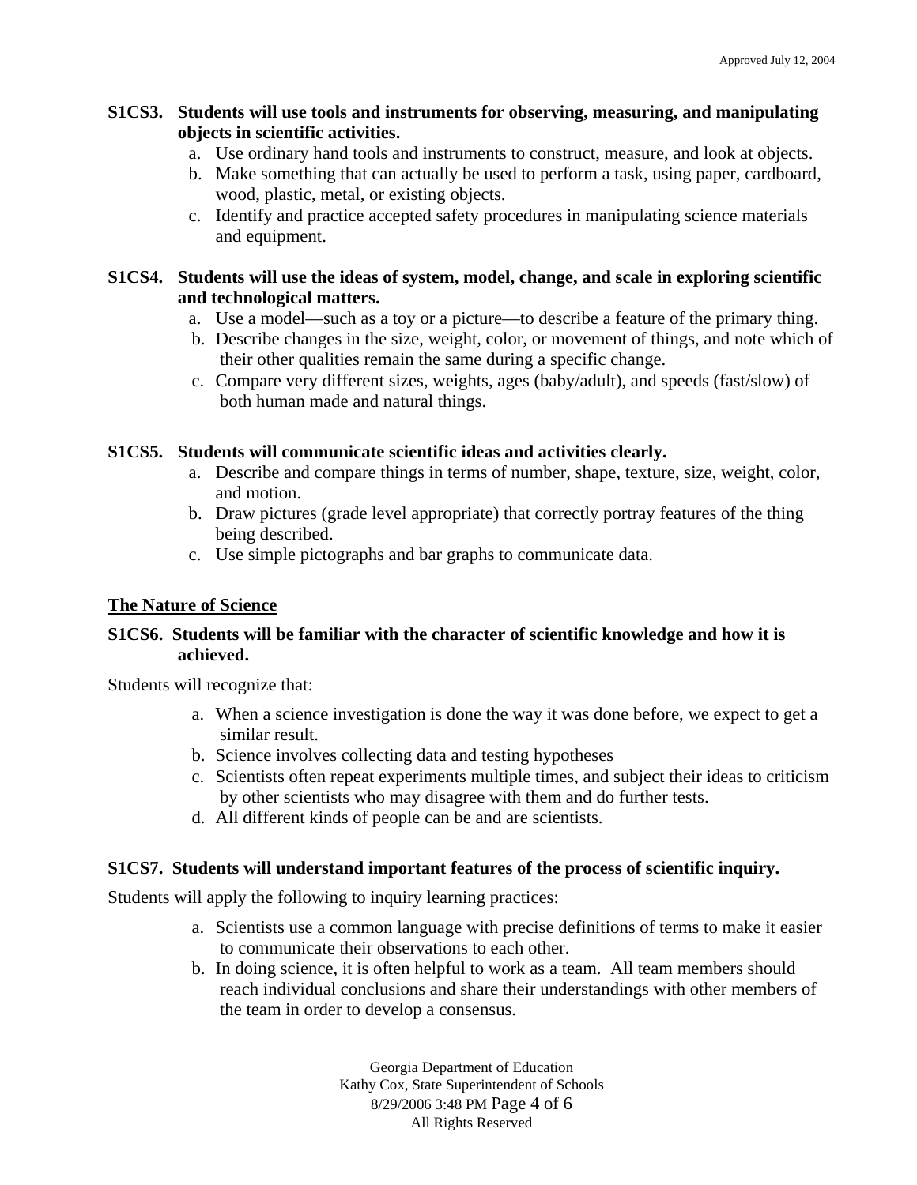**S1CS3. Students will use tools and instruments for observing, measuring, and manipulating objects in scientific activities.**

a. Use ordinary hand tools and instruments to construct, measure, and look at objects.
b. Make something that can actually be used to perform a task, using paper, cardboard, wood, plastic, metal, or existing objects.
c. Identify and practice accepted safety procedures in manipulating science materials and equipment.

**S1CS4. Students will use the ideas of system, model, change, and scale in exploring scientific and technological matters.**

a. Use a model—such as a toy or a picture—to describe a feature of the primary thing.
b. Describe changes in the size, weight, color, or movement of things, and note which of their other qualities remain the same during a specific change.
c. Compare very different sizes, weights, ages (baby/adult), and speeds (fast/slow) of both human made and natural things.

**S1CS5. Students will communicate scientific ideas and activities clearly.**

a. Describe and compare things in terms of number, shape, texture, size, weight, color, and motion.
b. Draw pictures (grade level appropriate) that correctly portray features of the thing being described.
c. Use simple pictographs and bar graphs to communicate data.

<u>**The Nature of Science**</u>

**S1CS6. Students will be familiar with the character of scientific knowledge and how it is achieved.**

Students will recognize that:

a. When a science investigation is done the way it was done before, we expect to get a similar result.
b. Science involves collecting data and testing hypotheses
c. Scientists often repeat experiments multiple times, and subject their ideas to criticism by other scientists who may disagree with them and do further tests.
d. All different kinds of people can be and are scientists.

**S1CS7. Students will understand important features of the process of scientific inquiry.**

Students will apply the following to inquiry learning practices:

a. Scientists use a common language with precise definitions of terms to make it easier to communicate their observations to each other.
b. In doing science, it is often helpful to work as a team. All team members should reach individual conclusions and share their understandings with other members of the team in order to develop a consensus.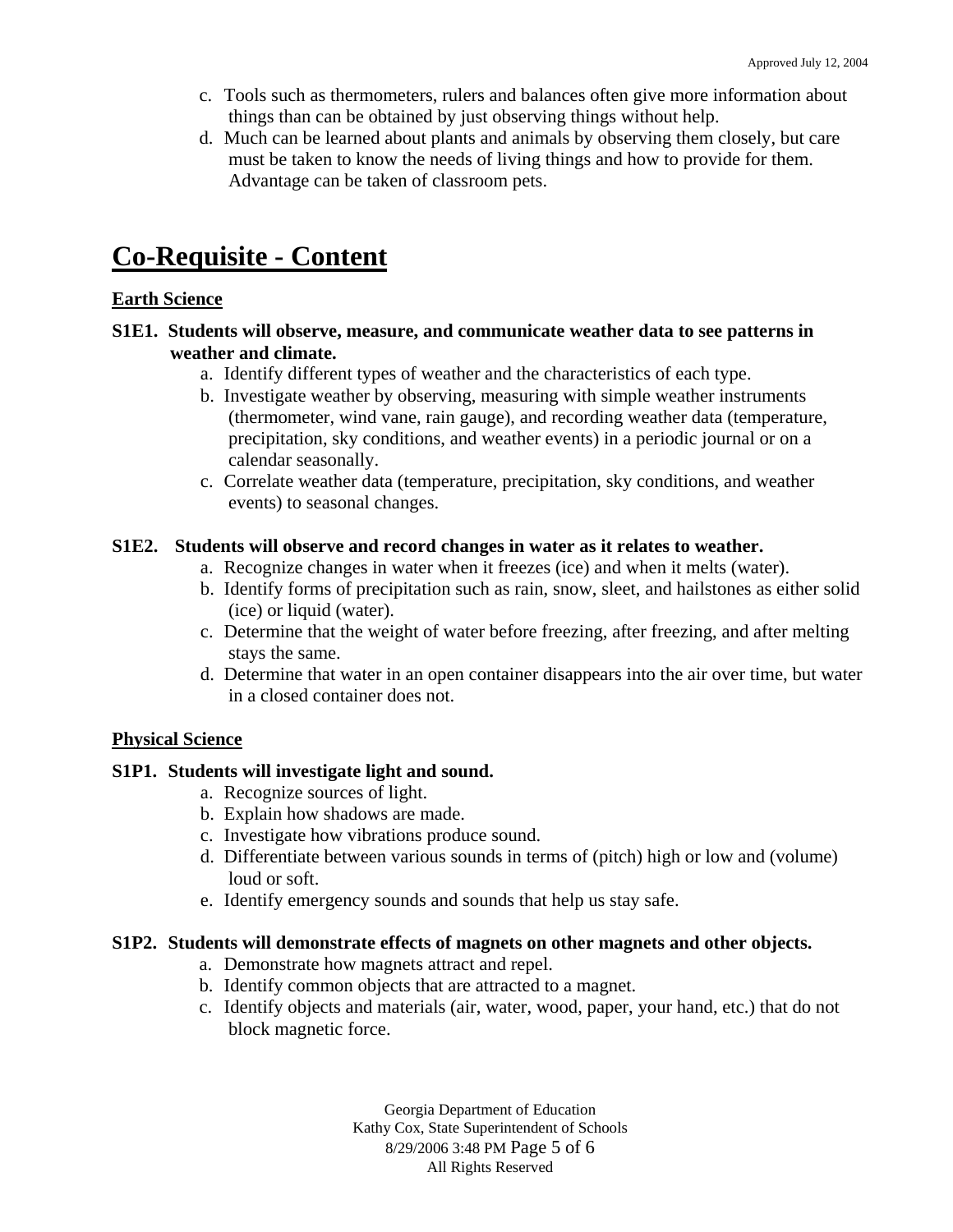c. Tools such as thermometers, rulers and balances often give more information about things than can be obtained by just observing things without help.

d. Much can be learned about plants and animals by observing them closely, but care must be taken to know the needs of living things and how to provide for them. Advantage can be taken of classroom pets.

# Co-Requisite - Content

## Earth Science

**S1E1. Students will observe, measure, and communicate weather data to see patterns in weather and climate.**

a. Identify different types of weather and the characteristics of each type.

b. Investigate weather by observing, measuring with simple weather instruments (thermometer, wind vane, rain gauge), and recording weather data (temperature, precipitation, sky conditions, and weather events) in a periodic journal or on a calendar seasonally.

c. Correlate weather data (temperature, precipitation, sky conditions, and weather events) to seasonal changes.

**S1E2. Students will observe and record changes in water as it relates to weather.**

a. Recognize changes in water when it freezes (ice) and when it melts (water).

b. Identify forms of precipitation such as rain, snow, sleet, and hailstones as either solid (ice) or liquid (water).

c. Determine that the weight of water before freezing, after freezing, and after melting stays the same.

d. Determine that water in an open container disappears into the air over time, but water in a closed container does not.

## Physical Science

**S1P1. Students will investigate light and sound.**

a. Recognize sources of light.

b. Explain how shadows are made.

c. Investigate how vibrations produce sound.

d. Differentiate between various sounds in terms of (pitch) high or low and (volume) loud or soft.

e. Identify emergency sounds and sounds that help us stay safe.

**S1P2. Students will demonstrate effects of magnets on other magnets and other objects.**

a. Demonstrate how magnets attract and repel.

b. Identify common objects that are attracted to a magnet.

c. Identify objects and materials (air, water, wood, paper, your hand, etc.) that do not block magnetic force.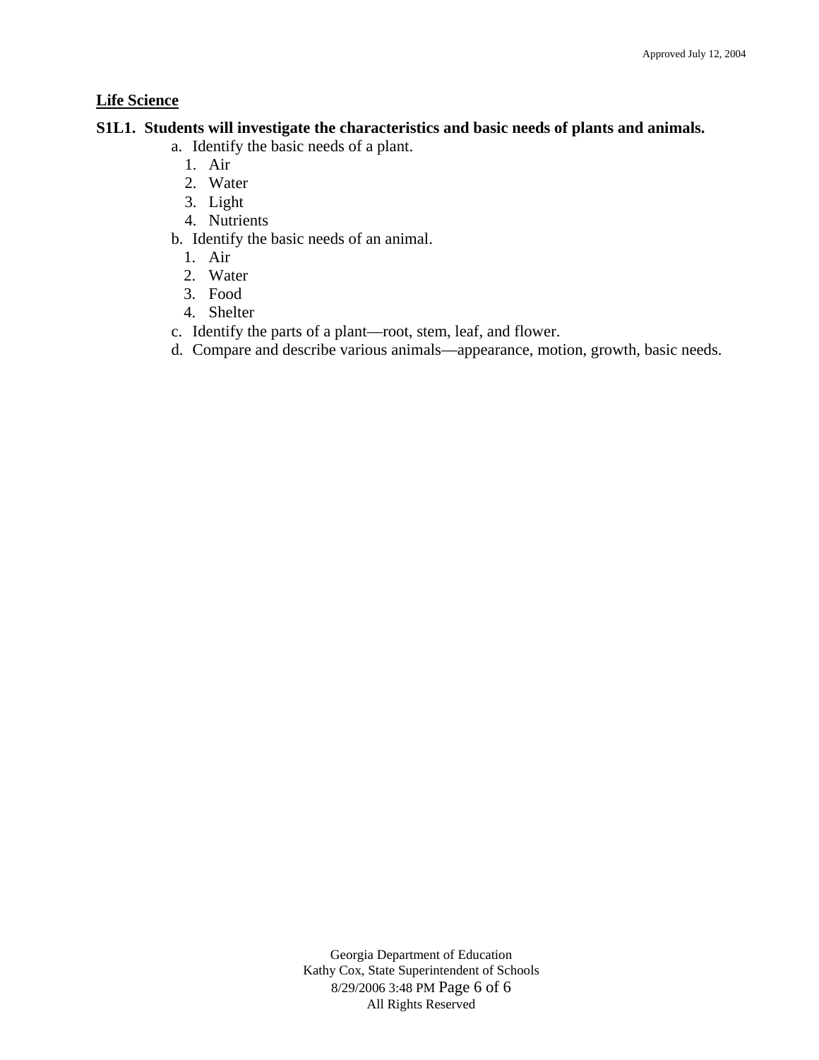## Life Science

**S1L1. Students will investigate the characteristics and basic needs of plants and animals.**

a. Identify the basic needs of a plant.
   1. Air
   2. Water
   3. Light
   4. Nutrients

b. Identify the basic needs of an animal.
   1. Air
   2. Water
   3. Food
   4. Shelter

c. Identify the parts of a plant—root, stem, leaf, and flower.

d. Compare and describe various animals—appearance, motion, growth, basic needs.